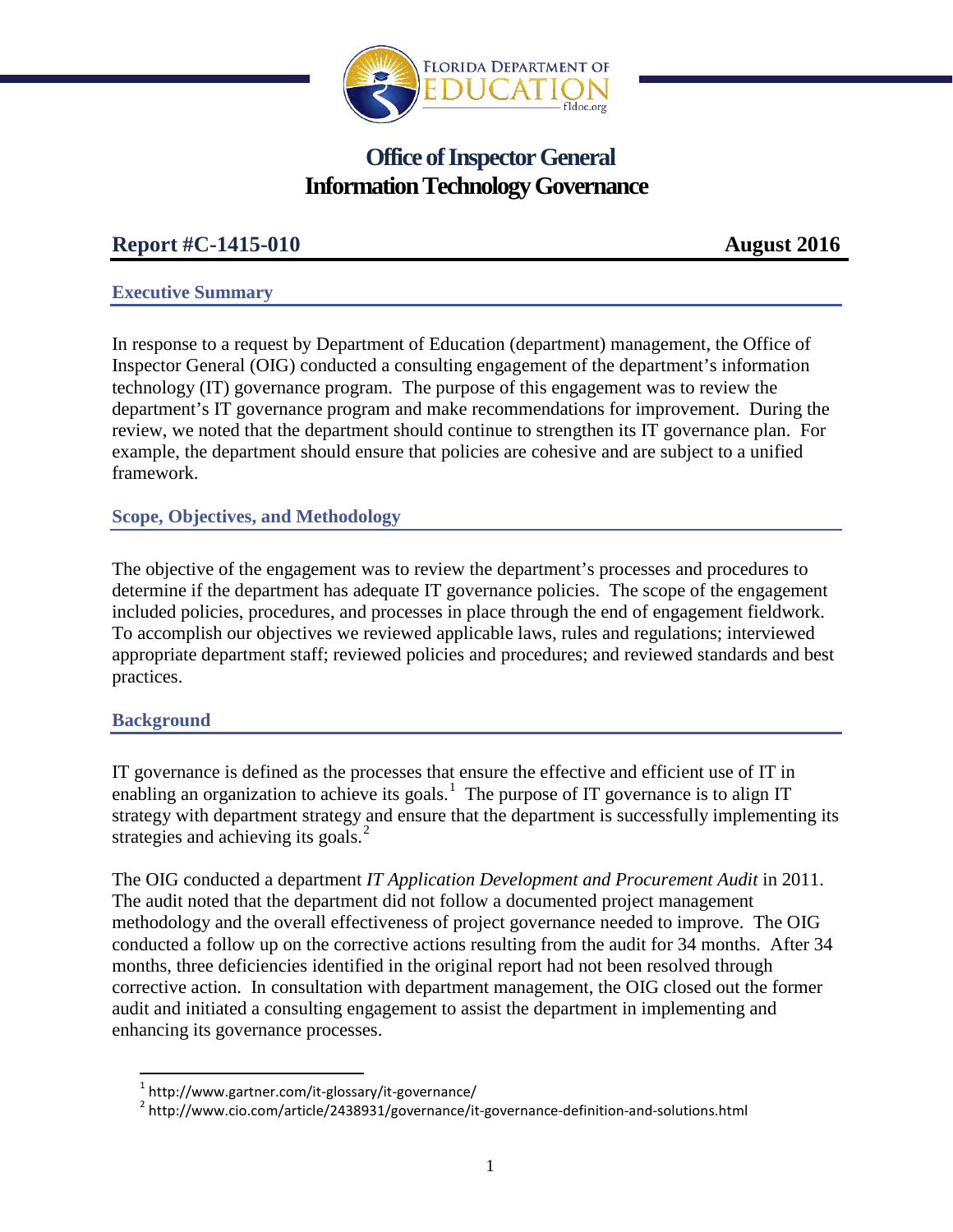# Office of Inspector General
# Information Technology Governance

## Report #C-1415-010 August 2016

### Executive Summary

In response to a request by Department of Education (department) management, the Office of Inspector General (OIG) conducted a consulting engagement of the department's information technology (IT) governance program. The purpose of this engagement was to review the department's IT governance program and make recommendations for improvement. During the review, we noted that the department should continue to strengthen its IT governance plan. For example, the department should ensure that policies are cohesive and are subject to a unified framework.

### Scope, Objectives, and Methodology

The objective of the engagement was to review the department's processes and procedures to determine if the department has adequate IT governance policies. The scope of the engagement included policies, procedures, and processes in place through the end of engagement fieldwork. To accomplish our objectives we reviewed applicable laws, rules and regulations; interviewed appropriate department staff; reviewed policies and procedures; and reviewed standards and best practices.

### Background

IT governance is defined as the processes that ensure the effective and efficient use of IT in enabling an organization to achieve its goals.[1] The purpose of IT governance is to align IT strategy with department strategy and ensure that the department is successfully implementing its strategies and achieving its goals.[2]

The OIG conducted a department *IT Application Development and Procurement Audit* in 2011. The audit noted that the department did not follow a documented project management methodology and the overall effectiveness of project governance needed to improve. The OIG conducted a follow up on the corrective actions resulting from the audit for 34 months. After 34 months, three deficiencies identified in the original report had not been resolved through corrective action. In consultation with department management, the OIG closed out the former audit and initiated a consulting engagement to assist the department in implementing and enhancing its governance processes.

---

[1] http://www.gartner.com/it-glossary/it-governance/

[2] http://www.cio.com/article/2438931/governance/it-governance-definition-and-solutions.html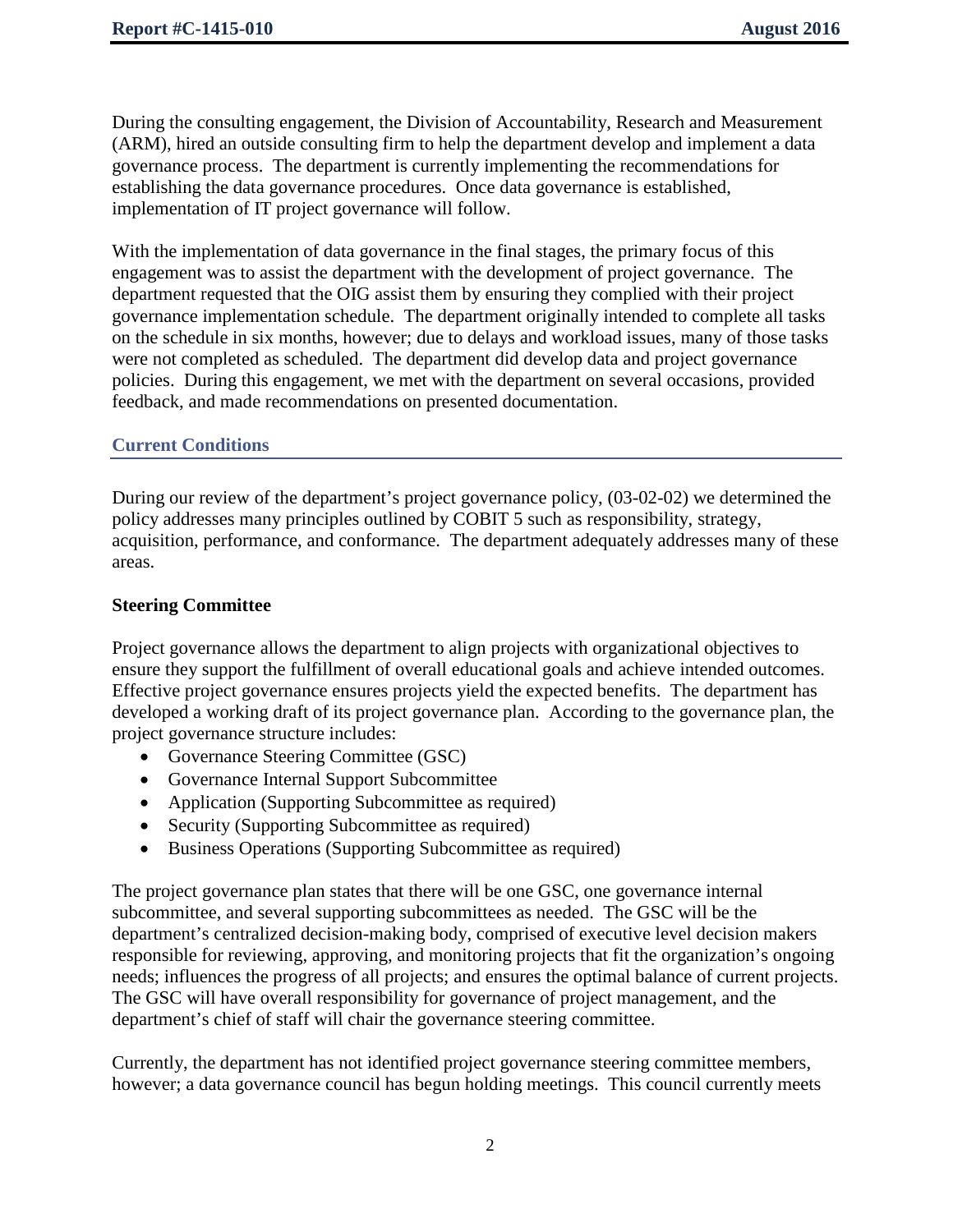During the consulting engagement, the Division of Accountability, Research and Measurement (ARM), hired an outside consulting firm to help the department develop and implement a data governance process. The department is currently implementing the recommendations for establishing the data governance procedures. Once data governance is established, implementation of IT project governance will follow.

With the implementation of data governance in the final stages, the primary focus of this engagement was to assist the department with the development of project governance. The department requested that the OIG assist them by ensuring they complied with their project governance implementation schedule. The department originally intended to complete all tasks on the schedule in six months, however; due to delays and workload issues, many of those tasks were not completed as scheduled. The department did develop data and project governance policies. During this engagement, we met with the department on several occasions, provided feedback, and made recommendations on presented documentation.

## Current Conditions

During our review of the department's project governance policy, (03-02-02) we determined the policy addresses many principles outlined by COBIT 5 such as responsibility, strategy, acquisition, performance, and conformance. The department adequately addresses many of these areas.

### Steering Committee

Project governance allows the department to align projects with organizational objectives to ensure they support the fulfillment of overall educational goals and achieve intended outcomes. Effective project governance ensures projects yield the expected benefits. The department has developed a working draft of its project governance plan. According to the governance plan, the project governance structure includes:

- Governance Steering Committee (GSC)
- Governance Internal Support Subcommittee
- Application (Supporting Subcommittee as required)
- Security (Supporting Subcommittee as required)
- Business Operations (Supporting Subcommittee as required)

The project governance plan states that there will be one GSC, one governance internal subcommittee, and several supporting subcommittees as needed. The GSC will be the department's centralized decision-making body, comprised of executive level decision makers responsible for reviewing, approving, and monitoring projects that fit the organization's ongoing needs; influences the progress of all projects; and ensures the optimal balance of current projects. The GSC will have overall responsibility for governance of project management, and the department's chief of staff will chair the governance steering committee.

Currently, the department has not identified project governance steering committee members, however; a data governance council has begun holding meetings. This council currently meets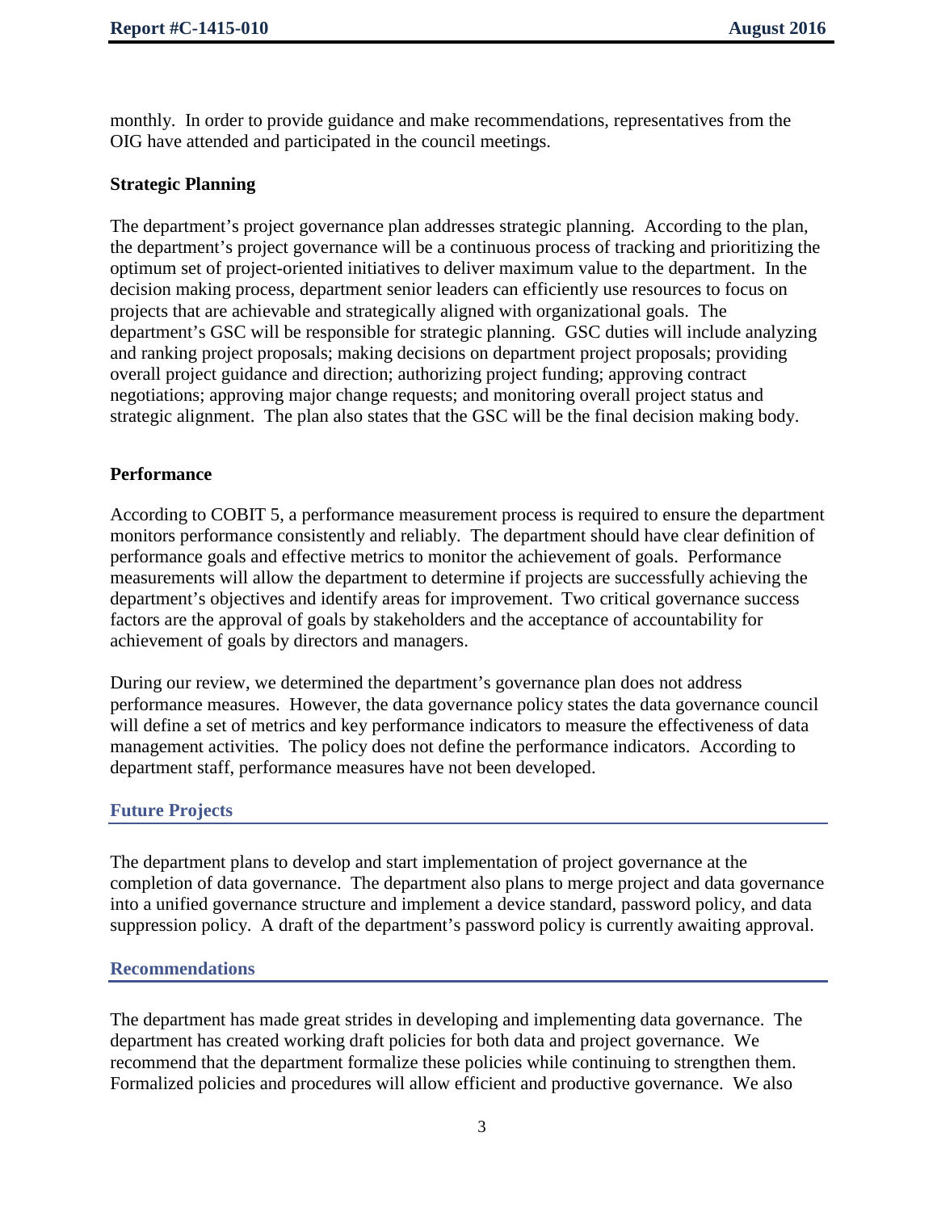monthly. In order to provide guidance and make recommendations, representatives from the OIG have attended and participated in the council meetings.

**Strategic Planning**

The department's project governance plan addresses strategic planning. According to the plan, the department's project governance will be a continuous process of tracking and prioritizing the optimum set of project-oriented initiatives to deliver maximum value to the department. In the decision making process, department senior leaders can efficiently use resources to focus on projects that are achievable and strategically aligned with organizational goals. The department's GSC will be responsible for strategic planning. GSC duties will include analyzing and ranking project proposals; making decisions on department project proposals; providing overall project guidance and direction; authorizing project funding; approving contract negotiations; approving major change requests; and monitoring overall project status and strategic alignment. The plan also states that the GSC will be the final decision making body.

**Performance**

According to COBIT 5, a performance measurement process is required to ensure the department monitors performance consistently and reliably. The department should have clear definition of performance goals and effective metrics to monitor the achievement of goals. Performance measurements will allow the department to determine if projects are successfully achieving the department's objectives and identify areas for improvement. Two critical governance success factors are the approval of goals by stakeholders and the acceptance of accountability for achievement of goals by directors and managers.

During our review, we determined the department's governance plan does not address performance measures. However, the data governance policy states the data governance council will define a set of metrics and key performance indicators to measure the effectiveness of data management activities. The policy does not define the performance indicators. According to department staff, performance measures have not been developed.

## Future Projects

The department plans to develop and start implementation of project governance at the completion of data governance. The department also plans to merge project and data governance into a unified governance structure and implement a device standard, password policy, and data suppression policy. A draft of the department's password policy is currently awaiting approval.

## Recommendations

The department has made great strides in developing and implementing data governance. The department has created working draft policies for both data and project governance. We recommend that the department formalize these policies while continuing to strengthen them. Formalized policies and procedures will allow efficient and productive governance. We also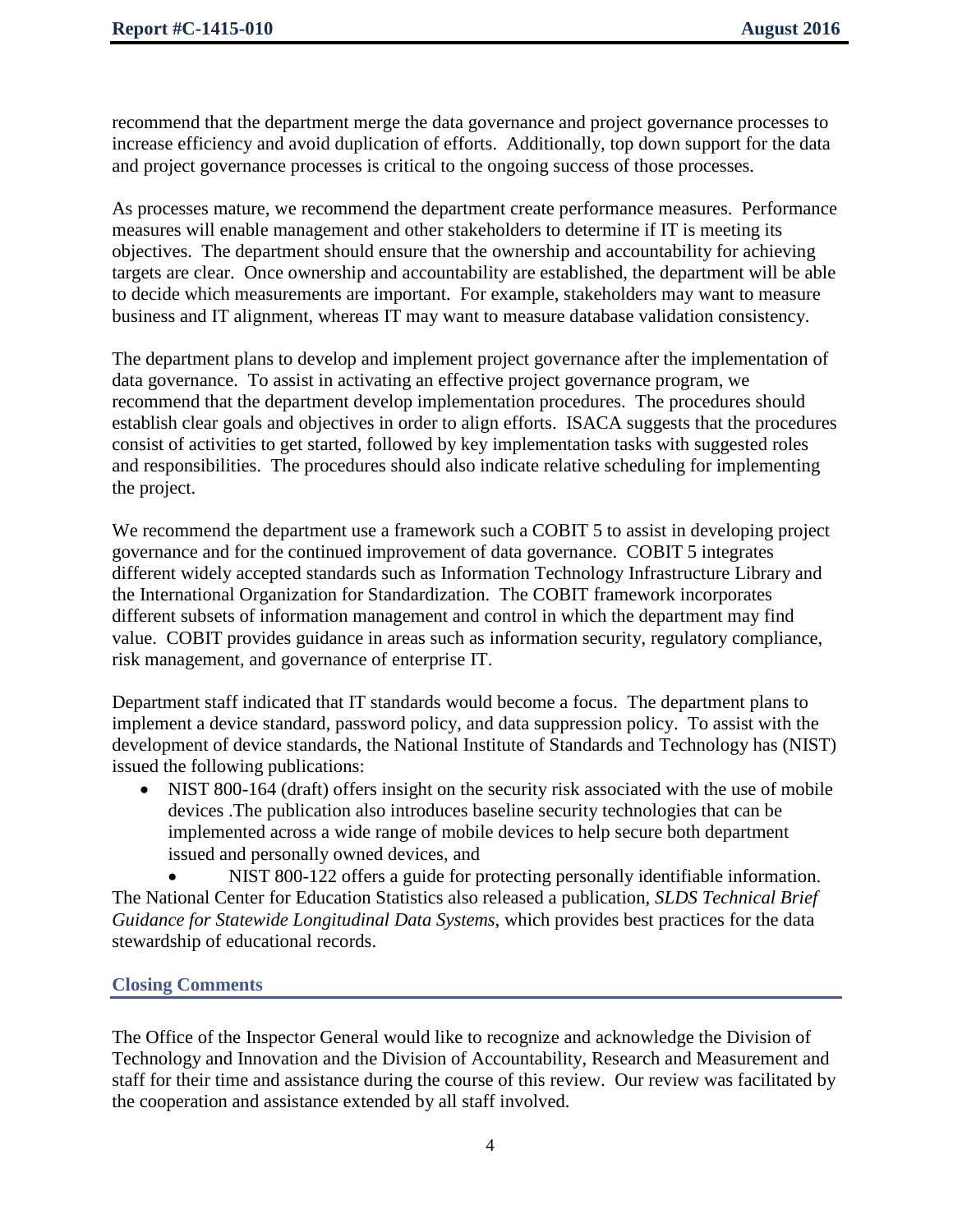recommend that the department merge the data governance and project governance processes to increase efficiency and avoid duplication of efforts. Additionally, top down support for the data and project governance processes is critical to the ongoing success of those processes.

As processes mature, we recommend the department create performance measures. Performance measures will enable management and other stakeholders to determine if IT is meeting its objectives. The department should ensure that the ownership and accountability for achieving targets are clear. Once ownership and accountability are established, the department will be able to decide which measurements are important. For example, stakeholders may want to measure business and IT alignment, whereas IT may want to measure database validation consistency.

The department plans to develop and implement project governance after the implementation of data governance. To assist in activating an effective project governance program, we recommend that the department develop implementation procedures. The procedures should establish clear goals and objectives in order to align efforts. ISACA suggests that the procedures consist of activities to get started, followed by key implementation tasks with suggested roles and responsibilities. The procedures should also indicate relative scheduling for implementing the project.

We recommend the department use a framework such a COBIT 5 to assist in developing project governance and for the continued improvement of data governance. COBIT 5 integrates different widely accepted standards such as Information Technology Infrastructure Library and the International Organization for Standardization. The COBIT framework incorporates different subsets of information management and control in which the department may find value. COBIT provides guidance in areas such as information security, regulatory compliance, risk management, and governance of enterprise IT.

Department staff indicated that IT standards would become a focus. The department plans to implement a device standard, password policy, and data suppression policy. To assist with the development of device standards, the National Institute of Standards and Technology has (NIST) issued the following publications:

- NIST 800-164 (draft) offers insight on the security risk associated with the use of mobile devices .The publication also introduces baseline security technologies that can be implemented across a wide range of mobile devices to help secure both department issued and personally owned devices, and
- NIST 800-122 offers a guide for protecting personally identifiable information.

The National Center for Education Statistics also released a publication, *SLDS Technical Brief Guidance for Statewide Longitudinal Data Systems*, which provides best practices for the data stewardship of educational records.

## Closing Comments

The Office of the Inspector General would like to recognize and acknowledge the Division of Technology and Innovation and the Division of Accountability, Research and Measurement and staff for their time and assistance during the course of this review. Our review was facilitated by the cooperation and assistance extended by all staff involved.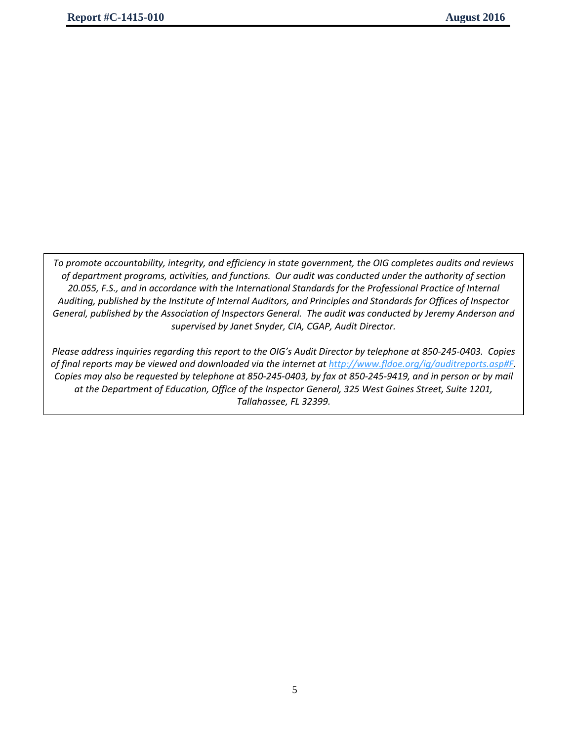*To promote accountability, integrity, and efficiency in state government, the OIG completes audits and reviews of department programs, activities, and functions. Our audit was conducted under the authority of section 20.055, F.S., and in accordance with the International Standards for the Professional Practice of Internal Auditing, published by the Institute of Internal Auditors, and Principles and Standards for Offices of Inspector General, published by the Association of Inspectors General. The audit was conducted by Jeremy Anderson and supervised by Janet Snyder, CIA, CGAP, Audit Director.*

*Please address inquiries regarding this report to the OIG's Audit Director by telephone at 850-245-0403. Copies of final reports may be viewed and downloaded via the internet at http://www.fldoe.org/ig/auditreports.asp#F. Copies may also be requested by telephone at 850-245-0403, by fax at 850-245-9419, and in person or by mail at the Department of Education, Office of the Inspector General, 325 West Gaines Street, Suite 1201, Tallahassee, FL 32399.*